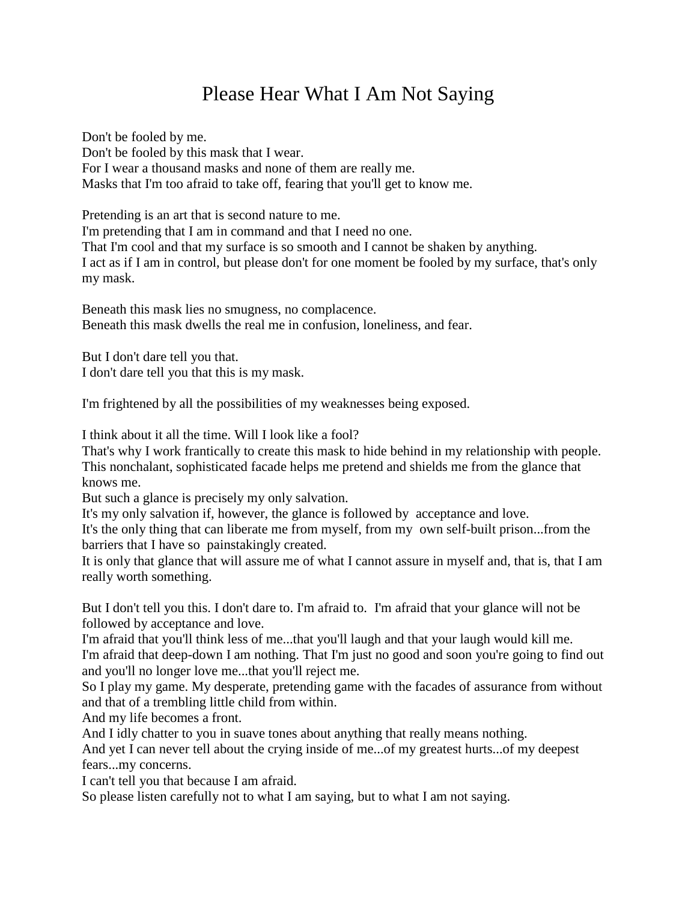# Please Hear What I Am Not Saying

Don't be fooled by me.
Don't be fooled by this mask that I wear.
For I wear a thousand masks and none of them are really me.
Masks that I'm too afraid to take off, fearing that you'll get to know me.

Pretending is an art that is second nature to me.
I'm pretending that I am in command and that I need no one.
That I'm cool and that my surface is so smooth and I cannot be shaken by anything.
I act as if I am in control, but please don't for one moment be fooled by my surface, that's only my mask.

Beneath this mask lies no smugness, no complacence.
Beneath this mask dwells the real me in confusion, loneliness, and fear.

But I don't dare tell you that.
I don't dare tell you that this is my mask.

I'm frightened by all the possibilities of my weaknesses being exposed.

I think about it all the time. Will I look like a fool?
That's why I work frantically to create this mask to hide behind in my relationship with people.
This nonchalant, sophisticated facade helps me pretend and shields me from the glance that knows me.
But such a glance is precisely my only salvation.
It's my only salvation if, however, the glance is followed by acceptance and love.
It's the only thing that can liberate me from myself, from my own self-built prison...from the barriers that I have so painstakingly created.
It is only that glance that will assure me of what I cannot assure in myself and, that is, that I am really worth something.

But I don't tell you this. I don't dare to. I'm afraid to. I'm afraid that your glance will not be followed by acceptance and love.
I'm afraid that you'll think less of me...that you'll laugh and that your laugh would kill me.
I'm afraid that deep-down I am nothing. That I'm just no good and soon you're going to find out and you'll no longer love me...that you'll reject me.
So I play my game. My desperate, pretending game with the facades of assurance from without and that of a trembling little child from within.
And my life becomes a front.
And I idly chatter to you in suave tones about anything that really means nothing.
And yet I can never tell about the crying inside of me...of my greatest hurts...of my deepest fears...my concerns.
I can't tell you that because I am afraid.
So please listen carefully not to what I am saying, but to what I am not saying.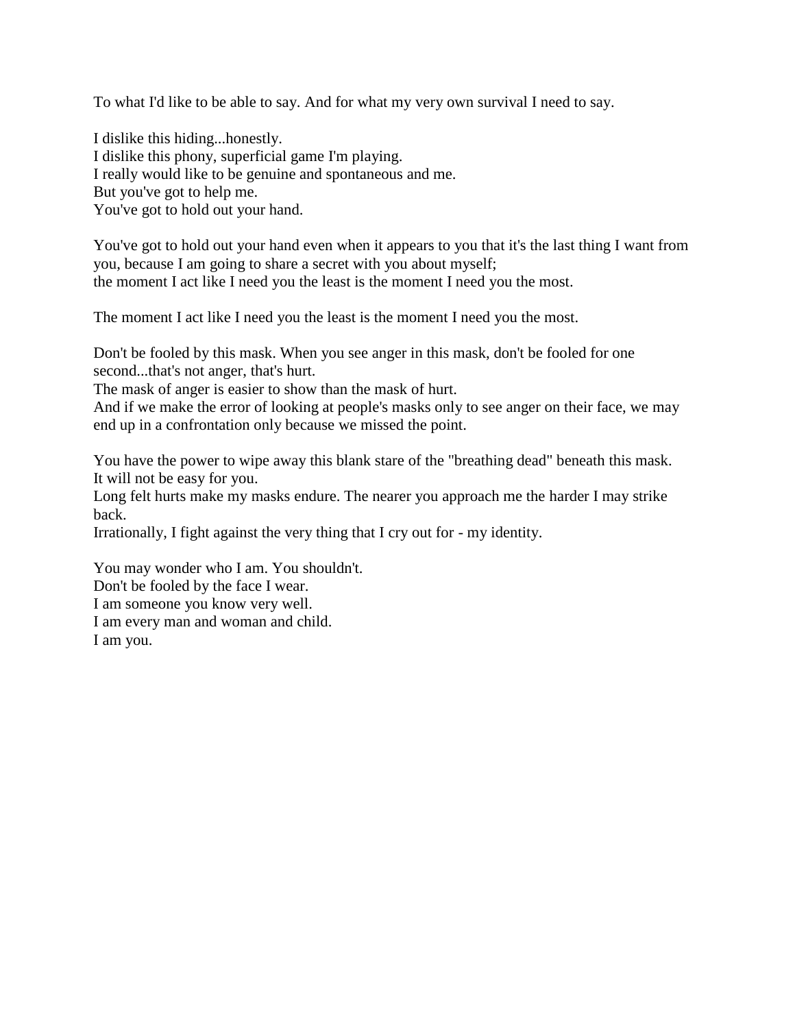To what I'd like to be able to say. And for what my very own survival I need to say.

I dislike this hiding...honestly.
I dislike this phony, superficial game I'm playing.
I really would like to be genuine and spontaneous and me.
But you've got to help me.
You've got to hold out your hand.

You've got to hold out your hand even when it appears to you that it's the last thing I want from you, because I am going to share a secret with you about myself;
the moment I act like I need you the least is the moment I need you the most.

The moment I act like I need you the least is the moment I need you the most.

Don't be fooled by this mask. When you see anger in this mask, don't be fooled for one second...that's not anger, that's hurt.
The mask of anger is easier to show than the mask of hurt.
And if we make the error of looking at people's masks only to see anger on their face, we may end up in a confrontation only because we missed the point.

You have the power to wipe away this blank stare of the "breathing dead" beneath this mask.
It will not be easy for you.
Long felt hurts make my masks endure. The nearer you approach me the harder I may strike back.
Irrationally, I fight against the very thing that I cry out for - my identity.

You may wonder who I am. You shouldn't.
Don't be fooled by the face I wear.
I am someone you know very well.
I am every man and woman and child.
I am you.